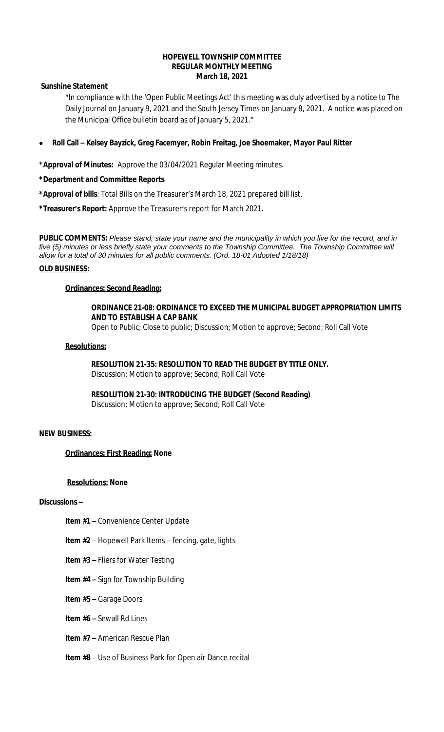**HOPEWELL TOWNSHIP COMMITTEE**
**REGULAR MONTHLY MEETING**
**March 18, 2021**

**Sunshine Statement**

"In compliance with the 'Open Public Meetings Act' this meeting was duly advertised by a notice to The Daily Journal on January 9, 2021 and the South Jersey Times on January 8, 2021. A notice was placed on the Municipal Office bulletin board as of January 5, 2021."

- **Roll Call – Kelsey Bayzick, Greg Facemyer, Robin Freitag, Joe Shoemaker, Mayor Paul Ritter**

***Approval of Minutes:** Approve the 03/04/2021 Regular Meeting minutes.

***Department and Committee Reports**

***Approval of bills**: Total Bills on the Treasurer's March 18, 2021 prepared bill list.

***Treasurer's Report:** Approve the Treasurer's report for March 2021.

**PUBLIC COMMENTS:** *Please stand, state your name and the municipality in which you live for the record, and in five (5) minutes or less briefly state your comments to the Township Committee. The Township Committee will allow for a total of 30 minutes for all public comments. (Ord. 18-01 Adopted 1/18/18)*

**OLD BUSINESS:**

**Ordinances: Second Reading:**

**ORDINANCE 21-08: ORDINANCE TO EXCEED THE MUNICIPAL BUDGET APPROPRIATION LIMITS AND TO ESTABLISH A CAP BANK**
Open to Public; Close to public; Discussion; Motion to approve; Second; Roll Call Vote

**Resolutions:**

**RESOLUTION 21-35: RESOLUTION TO READ THE BUDGET BY TITLE ONLY.**
Discussion; Motion to approve; Second; Roll Call Vote

**RESOLUTION 21-30: INTRODUCING THE BUDGET (Second Reading)**
Discussion; Motion to approve; Second; Roll Call Vote

**NEW BUSINESS:**

**Ordinances: First Reading: None**

**Resolutions: None**

**Discussions –**

**Item #1** – Convenience Center Update

**Item #2** – Hopewell Park Items – fencing, gate, lights

**Item #3 –** Fliers for Water Testing

**Item #4 –** Sign for Township Building

**Item #5 –** Garage Doors

**Item #6 –** Sewall Rd Lines

**Item #7 –** American Rescue Plan

**Item #8** – Use of Business Park for Open air Dance recital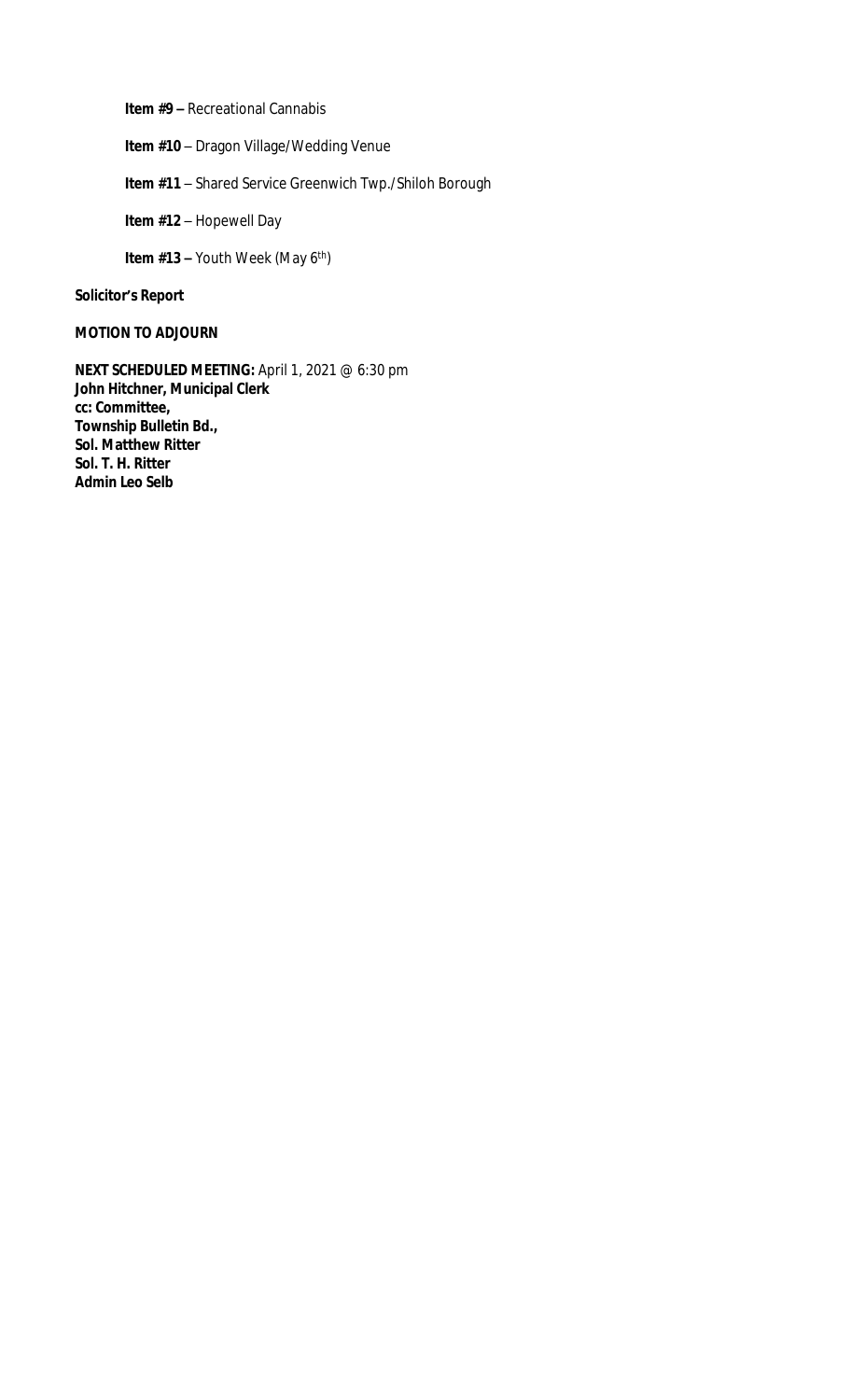**Item #9 –** Recreational Cannabis

**Item #10** – Dragon Village/Wedding Venue

**Item #11** – Shared Service Greenwich Twp./Shiloh Borough

**Item #12** – Hopewell Day

**Item #13 –** Youth Week (May 6th)

**Solicitor's Report**

**MOTION TO ADJOURN**

**NEXT SCHEDULED MEETING:** April 1, 2021 @ 6:30 pm
**John Hitchner, Municipal Clerk**
**cc: Committee,**
**Township Bulletin Bd.,**
**Sol. Matthew Ritter**
**Sol. T. H. Ritter**
**Admin Leo Selb**